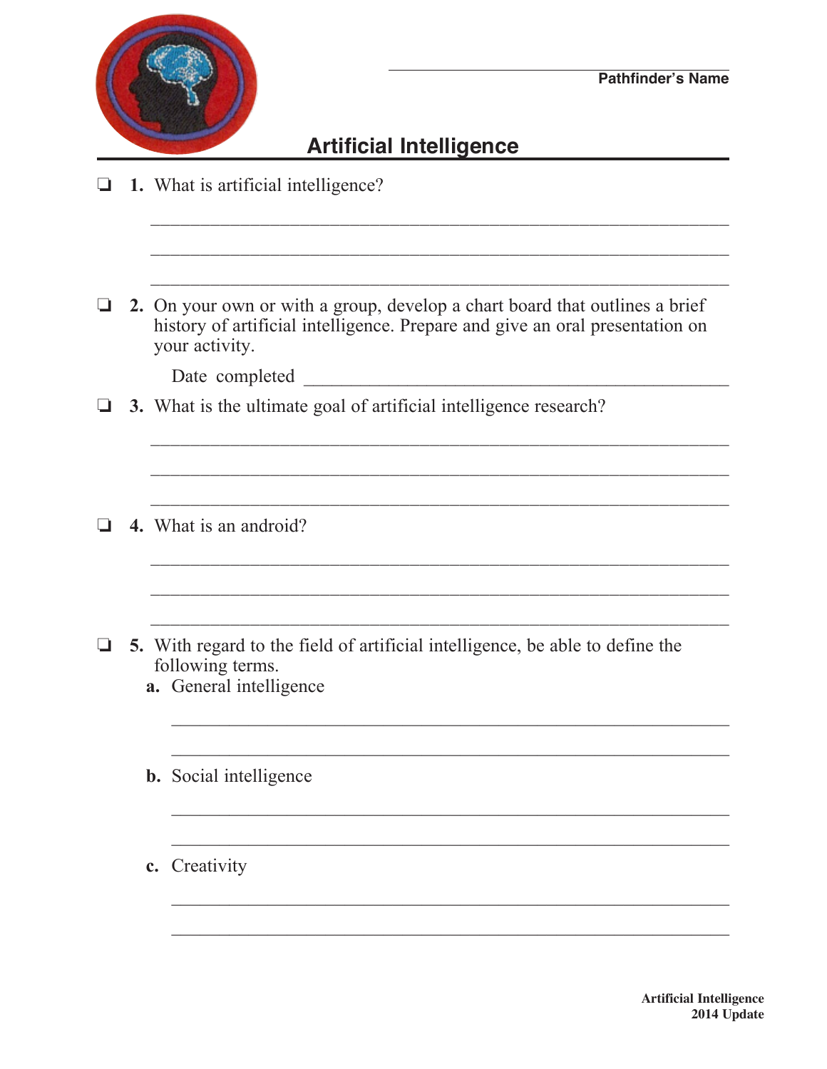Pathfinder's Name

# Artificial Intelligence

❑ **1.** What is artificial intelligence?

❑ **2.** On your own or with a group, develop a chart board that outlines a brief history of artificial intelligence. Prepare and give an oral presentation on your activity.

Date completed

❑ **3.** What is the ultimate goal of artificial intelligence research?

❑ **4.** What is an android?

❑ **5.** With regard to the field of artificial intelligence, be able to define the following terms.

**a.** General intelligence

**b.** Social intelligence

**c.** Creativity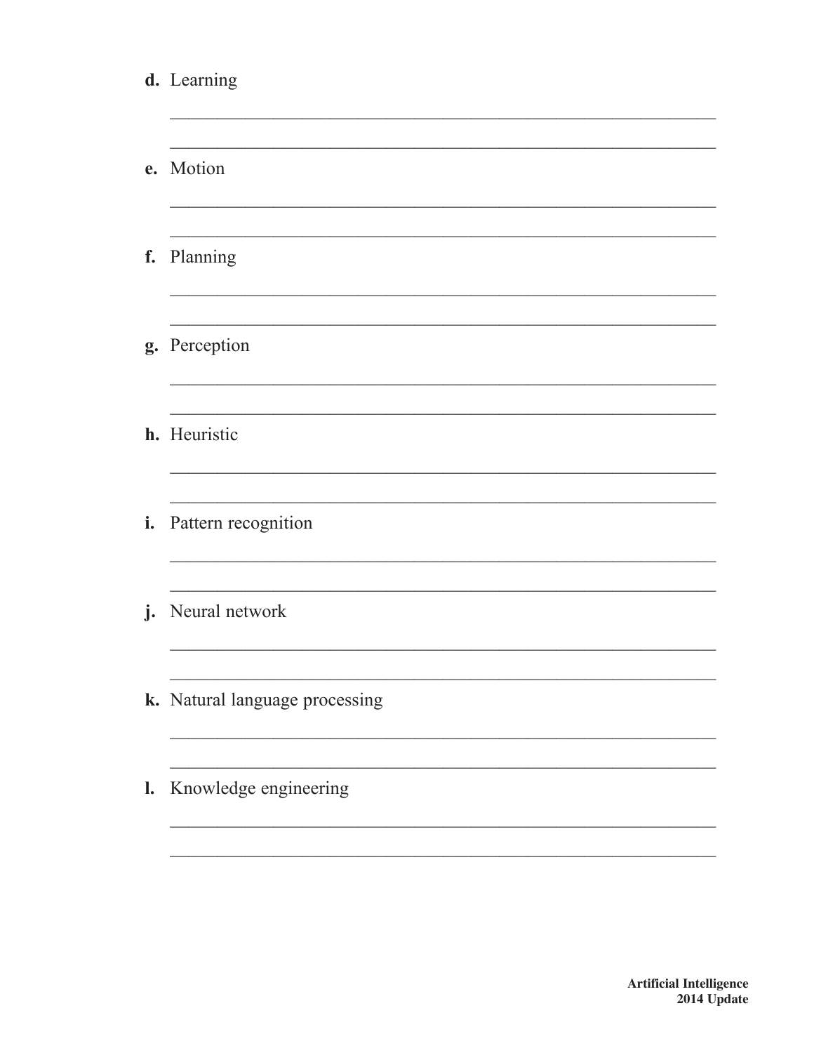d. Learning

_______________________________________________

_______________________________________________

e. Motion

_______________________________________________

_______________________________________________

f. Planning

_______________________________________________

_______________________________________________

g. Perception

_______________________________________________

_______________________________________________

h. Heuristic

_______________________________________________

_______________________________________________

i. Pattern recognition

_______________________________________________

_______________________________________________

j. Neural network

_______________________________________________

_______________________________________________

k. Natural language processing

_______________________________________________

_______________________________________________

l. Knowledge engineering

_______________________________________________

_______________________________________________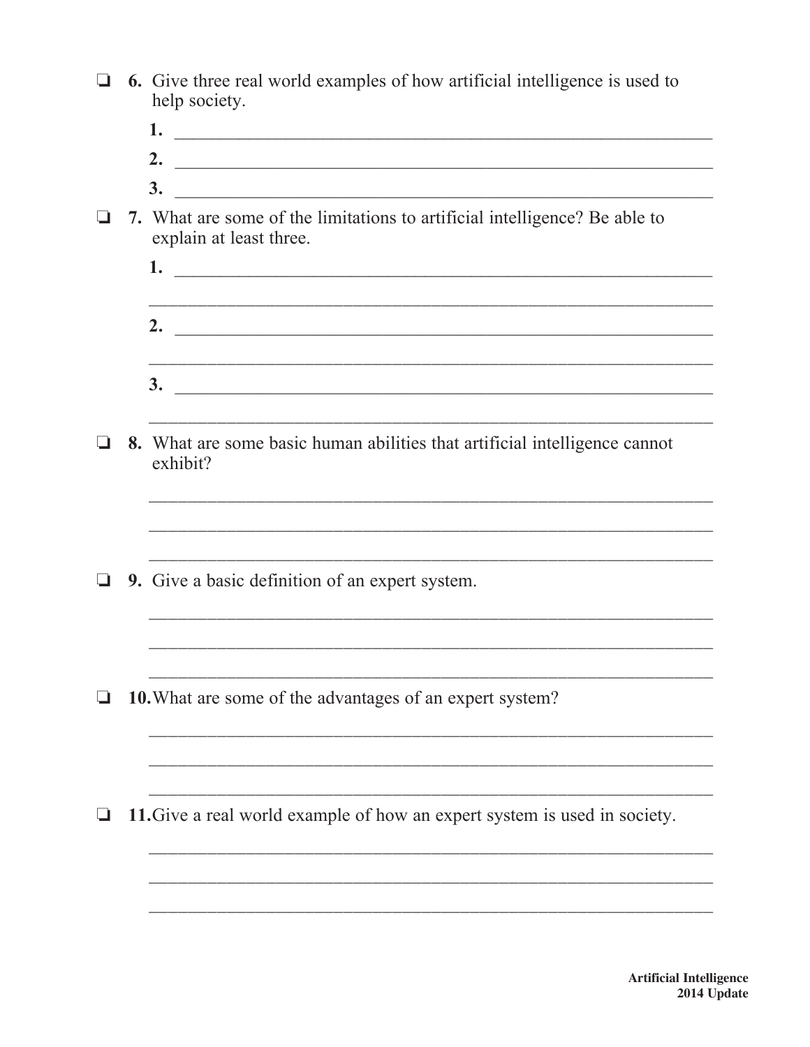❑ **6.** Give three real world examples of how artificial intelligence is used to help society.

**1.** ____________________________________________________________

**2.** ____________________________________________________________

**3.** ____________________________________________________________

❑ **7.** What are some of the limitations to artificial intelligence? Be able to explain at least three.

**1.** ____________________________________________________________

______________________________________________________________

**2.** ____________________________________________________________

______________________________________________________________

**3.** ____________________________________________________________

______________________________________________________________

❑ **8.** What are some basic human abilities that artificial intelligence cannot exhibit?

______________________________________________________________

______________________________________________________________

______________________________________________________________

❑ **9.** Give a basic definition of an expert system.

______________________________________________________________

______________________________________________________________

______________________________________________________________

❑ **10.** What are some of the advantages of an expert system?

______________________________________________________________

______________________________________________________________

______________________________________________________________

❑ **11.** Give a real world example of how an expert system is used in society.

______________________________________________________________

______________________________________________________________

______________________________________________________________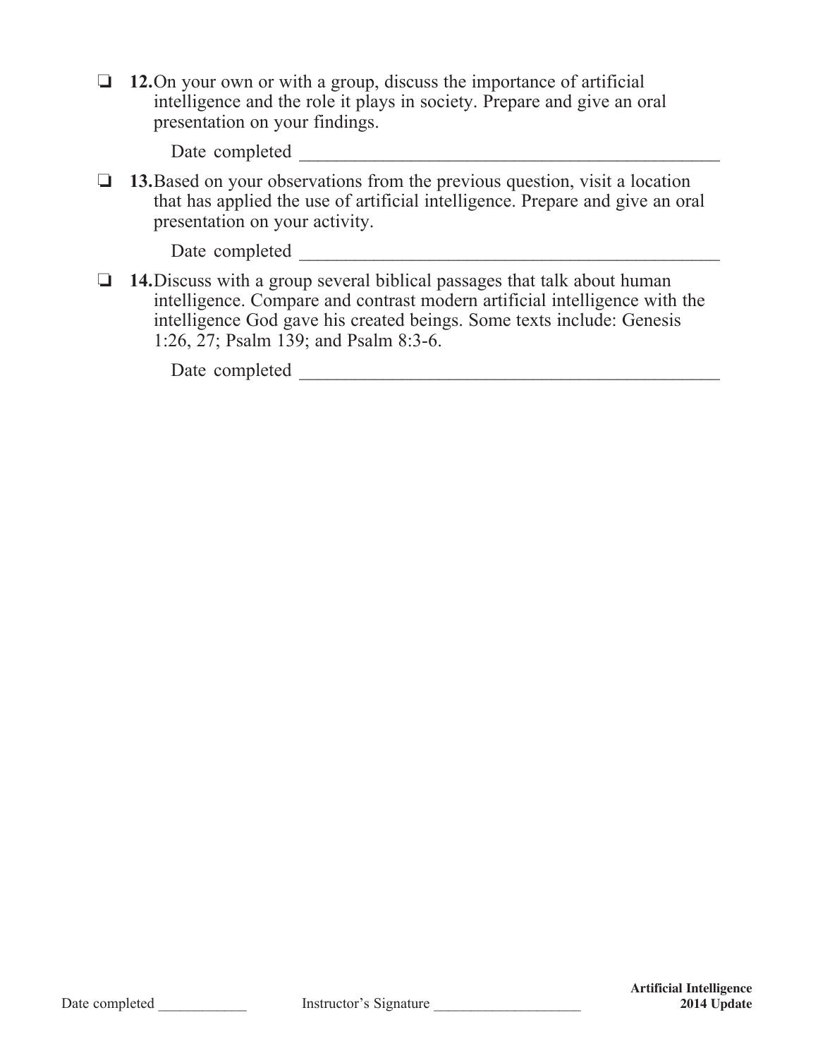❏ **12.** On your own or with a group, discuss the importance of artificial intelligence and the role it plays in society. Prepare and give an oral presentation on your findings.

Date completed ____________________________________________

❏ **13.** Based on your observations from the previous question, visit a location that has applied the use of artificial intelligence. Prepare and give an oral presentation on your activity.

Date completed ____________________________________________

❏ **14.** Discuss with a group several biblical passages that talk about human intelligence. Compare and contrast modern artificial intelligence with the intelligence God gave his created beings. Some texts include: Genesis 1:26, 27; Psalm 139; and Psalm 8:3-6.

Date completed ____________________________________________

Date completed ____________ Instructor's Signature ____________________